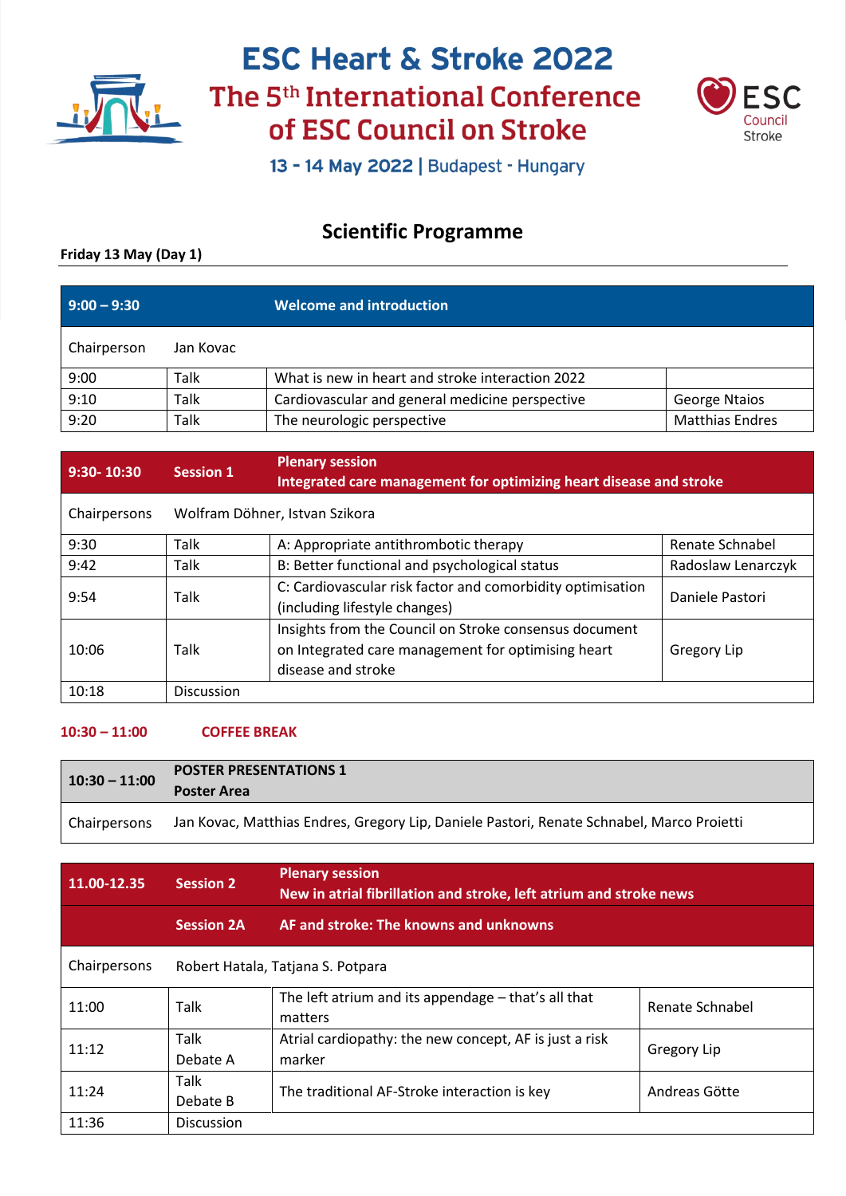# ESC Heart & Stroke 2022

## The 5th International Conference of ESC Council on Stroke

**13 - 14 May 2022 | Budapest - Hungary**

## Scientific Programme

**Friday 13 May (Day 1)**

| **9:00 – 9:30** | | **Welcome and introduction** | |
|---|---|---|---|
| Chairperson | Jan Kovac | | |
| 9:00 | Talk | What is new in heart and stroke interaction 2022 | |
| 9:10 | Talk | Cardiovascular and general medicine perspective | George Ntaios |
| 9:20 | Talk | The neurologic perspective | Matthias Endres |

| **9:30- 10:30** | **Session 1** | **Plenary session**<br>**Integrated care management for optimizing heart disease and stroke** | |
|---|---|---|---|
| Chairpersons | Wolfram Döhner, Istvan Szikora | | |
| 9:30 | Talk | A: Appropriate antithrombotic therapy | Renate Schnabel |
| 9:42 | Talk | B: Better functional and psychological status | Radoslaw Lenarczyk |
| 9:54 | Talk | C: Cardiovascular risk factor and comorbidity optimisation (including lifestyle changes) | Daniele Pastori |
| 10:06 | Talk | Insights from the Council on Stroke consensus document on Integrated care management for optimising heart disease and stroke | Gregory Lip |
| 10:18 | Discussion | | |

**10:30 – 11:00 COFFEE BREAK**

| **10:30 – 11:00** | **POSTER PRESENTATIONS 1**<br>**Poster Area** |
|---|---|
| Chairpersons | Jan Kovac, Matthias Endres, Gregory Lip, Daniele Pastori, Renate Schnabel, Marco Proietti |

| **11.00-12.35** | **Session 2** | **Plenary session**<br>**New in atrial fibrillation and stroke, left atrium and stroke news** | |
|---|---|---|---|
| | **Session 2A** | **AF and stroke: The knowns and unknowns** | |
| Chairpersons | Robert Hatala, Tatjana S. Potpara | | |
| 11:00 | Talk | The left atrium and its appendage – that's all that matters | Renate Schnabel |
| 11:12 | Talk<br>Debate A | Atrial cardiopathy: the new concept, AF is just a risk marker | Gregory Lip |
| 11:24 | Talk<br>Debate B | The traditional AF-Stroke interaction is key | Andreas Götte |
| 11:36 | Discussion | | |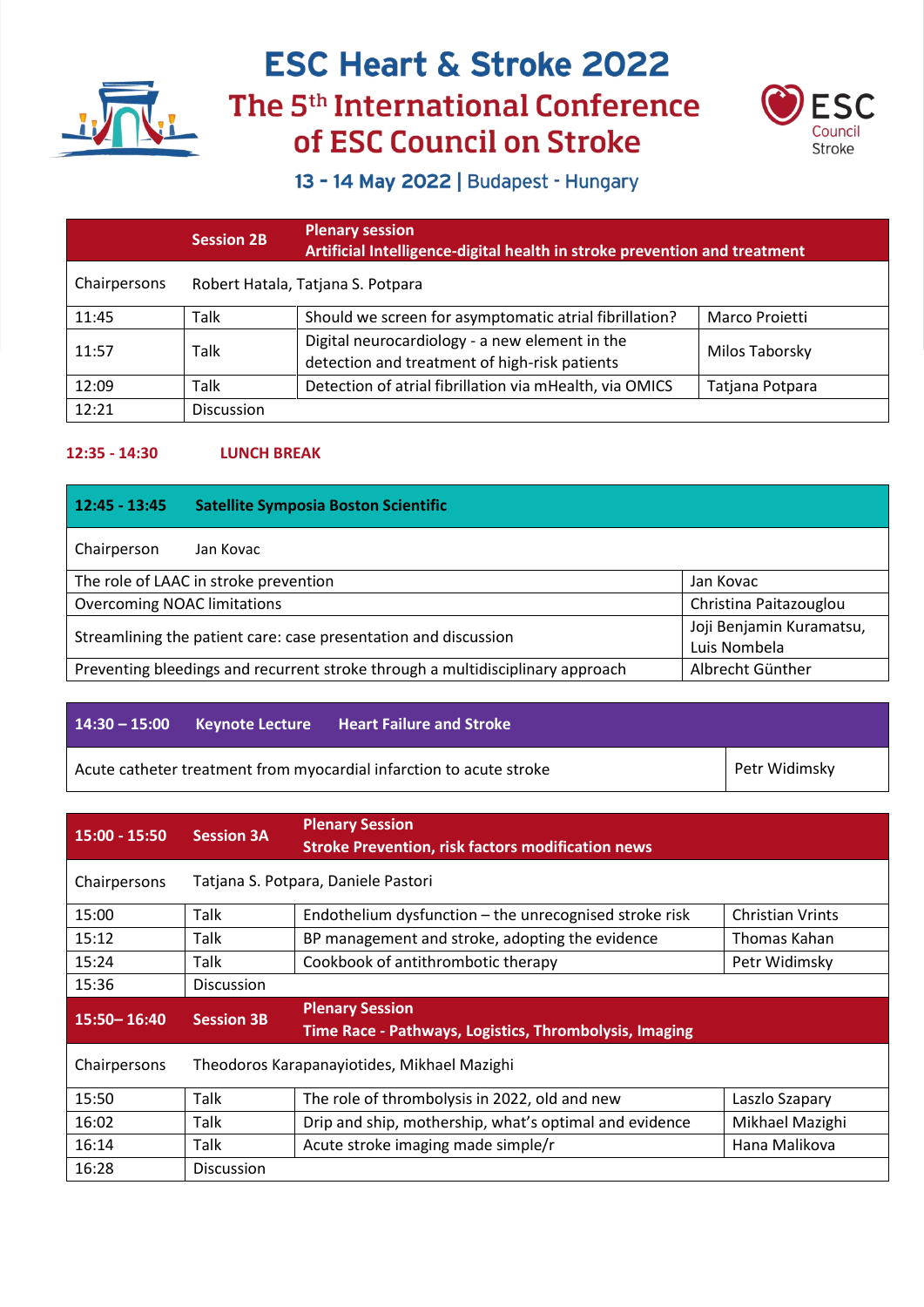# ESC Heart & Stroke 2022

## The 5th International Conference of ESC Council on Stroke

**13 - 14 May 2022 | Budapest - Hungary**

| | **Session 2B** | **Plenary session** **Artificial Intelligence-digital health in stroke prevention and treatment** | |
|---|---|---|---|
| Chairpersons | Robert Hatala, Tatjana S. Potpara | | |
| 11:45 | Talk | Should we screen for asymptomatic atrial fibrillation? | Marco Proietti |
| 11:57 | Talk | Digital neurocardiology - a new element in the detection and treatment of high-risk patients | Milos Taborsky |
| 12:09 | Talk | Detection of atrial fibrillation via mHealth, via OMICS | Tatjana Potpara |
| 12:21 | Discussion | | |

**12:35 - 14:30 LUNCH BREAK**

| **12:45 - 13:45 Satellite Symposia Boston Scientific** | |
|---|---|
| Chairperson Jan Kovac | |
| The role of LAAC in stroke prevention | Jan Kovac |
| Overcoming NOAC limitations | Christina Paitazouglou |
| Streamlining the patient care: case presentation and discussion | Joji Benjamin Kuramatsu, Luis Nombela |
| Preventing bleedings and recurrent stroke through a multidisciplinary approach | Albrecht Günther |

| **14:30 – 15:00 Keynote Lecture Heart Failure and Stroke** | |
|---|---|
| Acute catheter treatment from myocardial infarction to acute stroke | Petr Widimsky |

| **15:00 - 15:50** | **Session 3A** | **Plenary Session** **Stroke Prevention, risk factors modification news** | |
|---|---|---|---|
| Chairpersons | Tatjana S. Potpara, Daniele Pastori | | |
| 15:00 | Talk | Endothelium dysfunction – the unrecognised stroke risk | Christian Vrints |
| 15:12 | Talk | BP management and stroke, adopting the evidence | Thomas Kahan |
| 15:24 | Talk | Cookbook of antithrombotic therapy | Petr Widimsky |
| 15:36 | Discussion | | |
| **15:50– 16:40** | **Session 3B** | **Plenary Session** **Time Race - Pathways, Logistics, Thrombolysis, Imaging** | |
| Chairpersons | Theodoros Karapanayiotides, Mikhael Mazighi | | |
| 15:50 | Talk | The role of thrombolysis in 2022, old and new | Laszlo Szapary |
| 16:02 | Talk | Drip and ship, mothership, what's optimal and evidence | Mikhael Mazighi |
| 16:14 | Talk | Acute stroke imaging made simple/r | Hana Malikova |
| 16:28 | Discussion | | |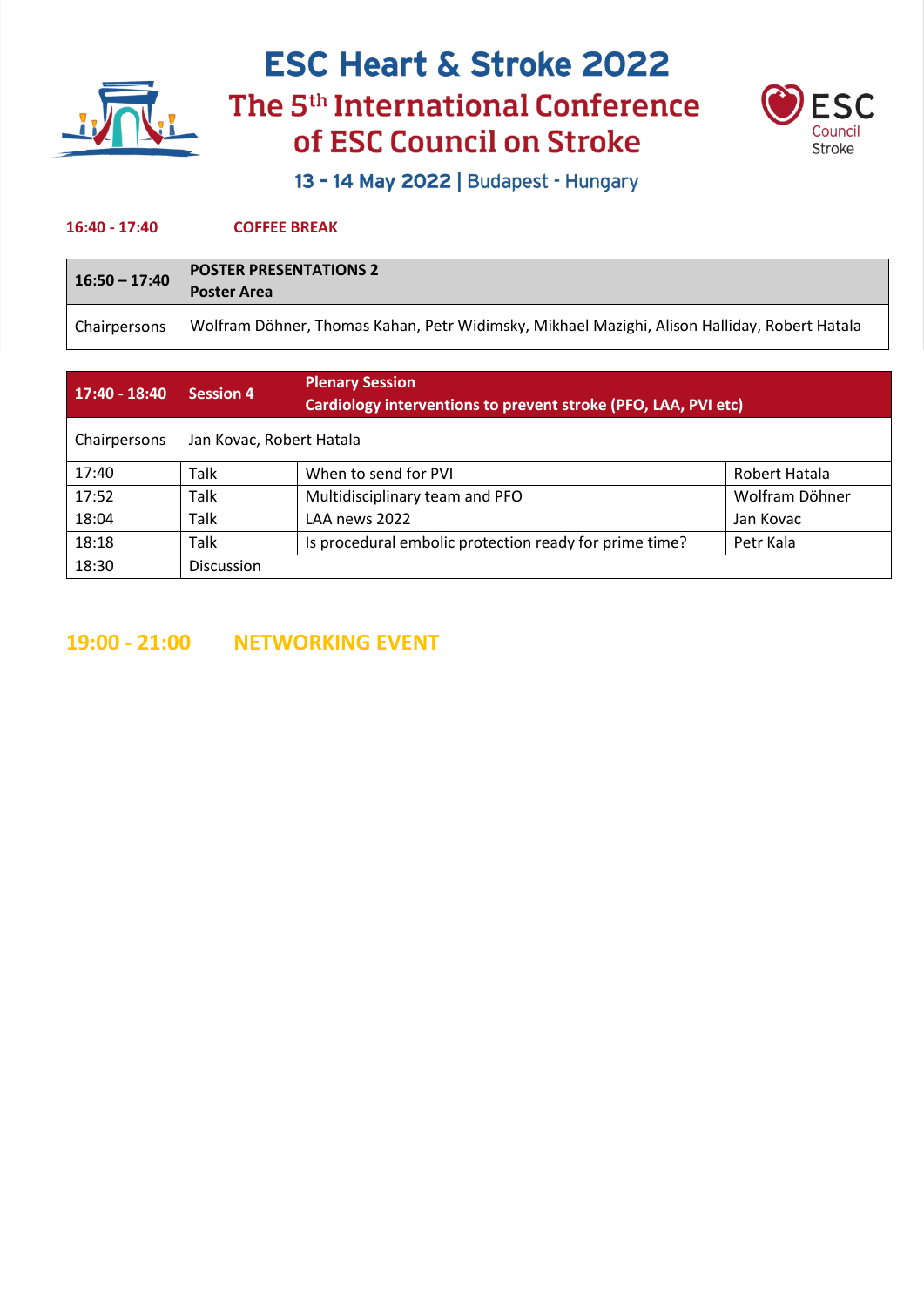**16:40 - 17:40** **COFFEE BREAK**

| 16:50 – 17:40 | POSTER PRESENTATIONS 2 Poster Area |
|---|---|
| Chairpersons | Wolfram Döhner, Thomas Kahan, Petr Widimsky, Mikhael Mazighi, Alison Halliday, Robert Hatala |

| 17:40 - 18:40 | Session 4 | Plenary Session Cardiology interventions to prevent stroke (PFO, LAA, PVI etc) | |
|---|---|---|---|
| Chairpersons | Jan Kovac, Robert Hatala | | |
| 17:40 | Talk | When to send for PVI | Robert Hatala |
| 17:52 | Talk | Multidisciplinary team and PFO | Wolfram Döhner |
| 18:04 | Talk | LAA news 2022 | Jan Kovac |
| 18:18 | Talk | Is procedural embolic protection ready for prime time? | Petr Kala |
| 18:30 | Discussion | | |

## 19:00 - 21:00 NETWORKING EVENT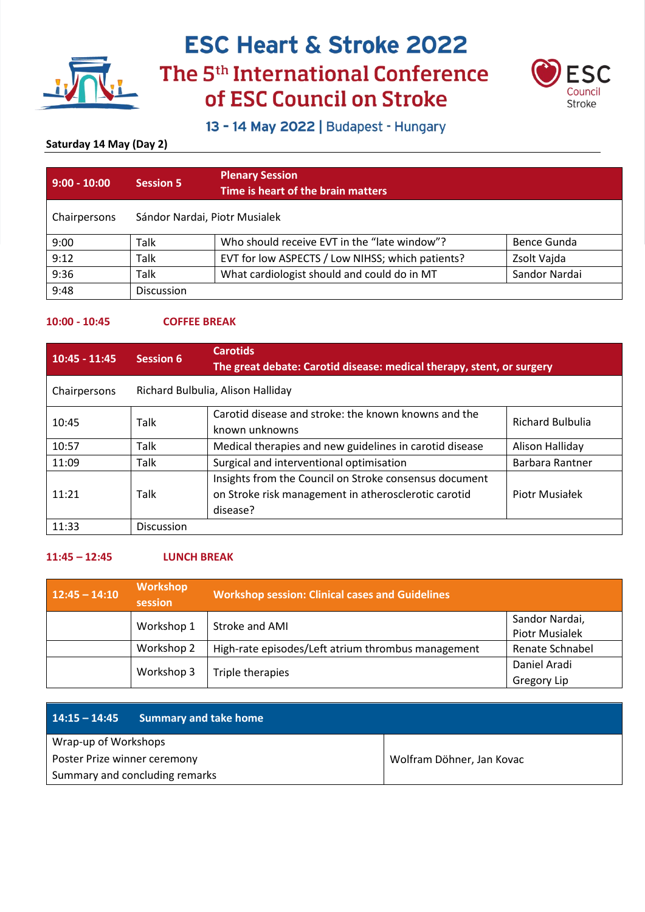# ESC Heart & Stroke 2022

## The 5th International Conference of ESC Council on Stroke

### 13 - 14 May 2022 | Budapest - Hungary

**Saturday 14 May (Day 2)**

| **9:00 - 10:00** | **Session 5** | **Plenary Session**<br>**Time is heart of the brain matters** | |
|---|---|---|---|
| Chairpersons | Sándor Nardai, Piotr Musialek | | |
| 9:00 | Talk | Who should receive EVT in the "late window"? | Bence Gunda |
| 9:12 | Talk | EVT for low ASPECTS / Low NIHSS; which patients? | Zsolt Vajda |
| 9:36 | Talk | What cardiologist should and could do in MT | Sandor Nardai |
| 9:48 | Discussion | | |

**10:00 - 10:45 COFFEE BREAK**

| **10:45 - 11:45** | **Session 6** | **Carotids**<br>**The great debate: Carotid disease: medical therapy, stent, or surgery** | |
|---|---|---|---|
| Chairpersons | Richard Bulbulia, Alison Halliday | | |
| 10:45 | Talk | Carotid disease and stroke: the known knowns and the known unknowns | Richard Bulbulia |
| 10:57 | Talk | Medical therapies and new guidelines in carotid disease | Alison Halliday |
| 11:09 | Talk | Surgical and interventional optimisation | Barbara Rantner |
| 11:21 | Talk | Insights from the Council on Stroke consensus document on Stroke risk management in atherosclerotic carotid disease? | Piotr Musiałek |
| 11:33 | Discussion | | |

**11:45 – 12:45 LUNCH BREAK**

| **12:45 – 14:10** | **Workshop session** | **Workshop session: Clinical cases and Guidelines** | |
|---|---|---|---|
| | Workshop 1 | Stroke and AMI | Sandor Nardai, Piotr Musialek |
| | Workshop 2 | High-rate episodes/Left atrium thrombus management | Renate Schnabel |
| | Workshop 3 | Triple therapies | Daniel Aradi<br>Gregory Lip |

| **14:15 – 14:45 Summary and take home** | |
|---|---|
| Wrap-up of Workshops<br>Poster Prize winner ceremony<br>Summary and concluding remarks | Wolfram Döhner, Jan Kovac |